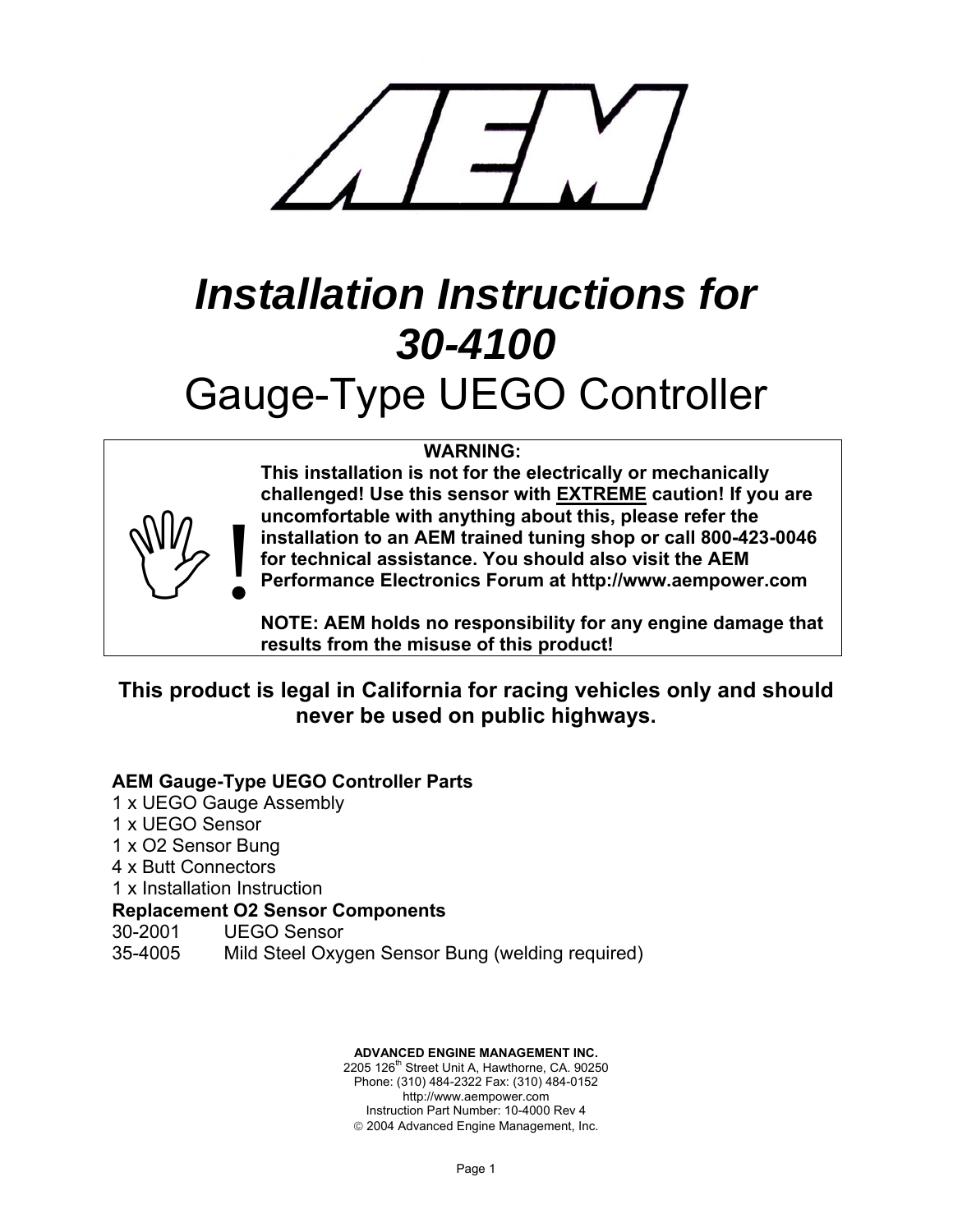# *Installation Instructions for 30-4100*

# Gauge-Type UEGO Controller

**WARNING:**
**This installation is not for the electrically or mechanically challenged! Use this sensor with EXTREME caution! If you are uncomfortable with anything about this, please refer the installation to an AEM trained tuning shop or call 800-423-0046 for technical assistance. You should also visit the AEM Performance Electronics Forum at http://www.aempower.com**

**NOTE: AEM holds no responsibility for any engine damage that results from the misuse of this product!**

**This product is legal in California for racing vehicles only and should never be used on public highways.**

**AEM Gauge-Type UEGO Controller Parts**
1 x UEGO Gauge Assembly
1 x UEGO Sensor
1 x O2 Sensor Bung
4 x Butt Connectors
1 x Installation Instruction

**Replacement O2 Sensor Components**
30-2001 UEGO Sensor
35-4005 Mild Steel Oxygen Sensor Bung (welding required)

**ADVANCED ENGINE MANAGEMENT INC.**
2205 126th Street Unit A, Hawthorne, CA. 90250
Phone: (310) 484-2322 Fax: (310) 484-0152
http://www.aempower.com
Instruction Part Number: 10-4000 Rev 4
© 2004 Advanced Engine Management, Inc.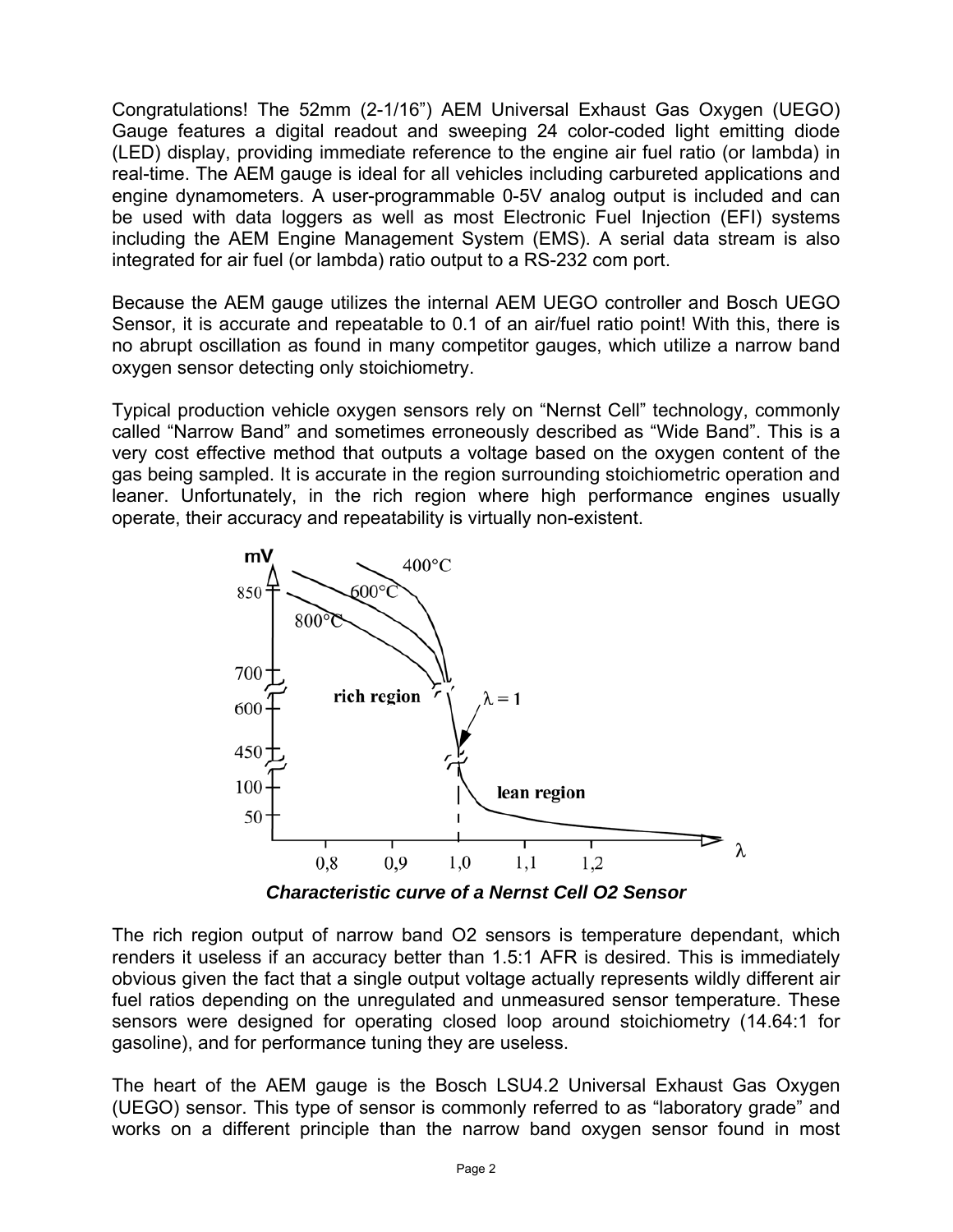Congratulations! The 52mm (2-1/16") AEM Universal Exhaust Gas Oxygen (UEGO) Gauge features a digital readout and sweeping 24 color-coded light emitting diode (LED) display, providing immediate reference to the engine air fuel ratio (or lambda) in real-time. The AEM gauge is ideal for all vehicles including carbureted applications and engine dynamometers. A user-programmable 0-5V analog output is included and can be used with data loggers as well as most Electronic Fuel Injection (EFI) systems including the AEM Engine Management System (EMS). A serial data stream is also integrated for air fuel (or lambda) ratio output to a RS-232 com port.

Because the AEM gauge utilizes the internal AEM UEGO controller and Bosch UEGO Sensor, it is accurate and repeatable to 0.1 of an air/fuel ratio point! With this, there is no abrupt oscillation as found in many competitor gauges, which utilize a narrow band oxygen sensor detecting only stoichiometry.

Typical production vehicle oxygen sensors rely on "Nernst Cell" technology, commonly called "Narrow Band" and sometimes erroneously described as "Wide Band". This is a very cost effective method that outputs a voltage based on the oxygen content of the gas being sampled. It is accurate in the region surrounding stoichiometric operation and leaner. Unfortunately, in the rich region where high performance engines usually operate, their accuracy and repeatability is virtually non-existent.

***Characteristic curve of a Nernst Cell O2 Sensor***

The rich region output of narrow band O2 sensors is temperature dependant, which renders it useless if an accuracy better than 1.5:1 AFR is desired. This is immediately obvious given the fact that a single output voltage actually represents wildly different air fuel ratios depending on the unregulated and unmeasured sensor temperature. These sensors were designed for operating closed loop around stoichiometry (14.64:1 for gasoline), and for performance tuning they are useless.

The heart of the AEM gauge is the Bosch LSU4.2 Universal Exhaust Gas Oxygen (UEGO) sensor. This type of sensor is commonly referred to as "laboratory grade" and works on a different principle than the narrow band oxygen sensor found in most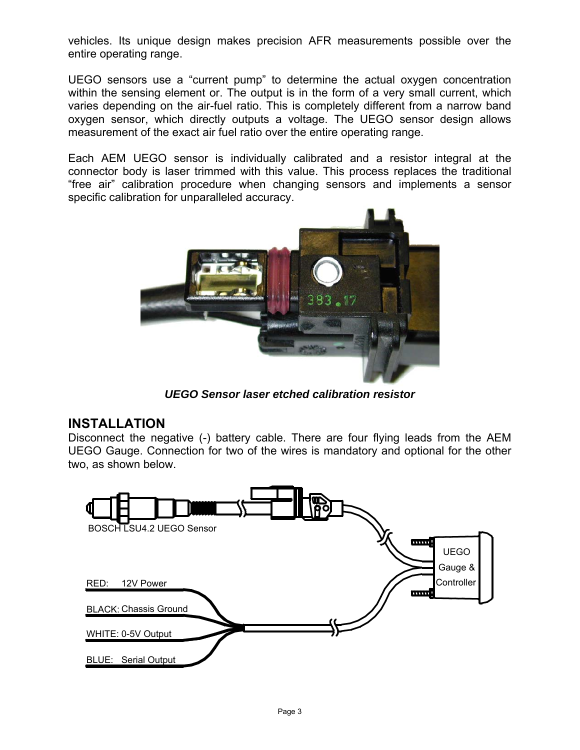vehicles. Its unique design makes precision AFR measurements possible over the entire operating range.

UEGO sensors use a “current pump” to determine the actual oxygen concentration within the sensing element or. The output is in the form of a very small current, which varies depending on the air-fuel ratio. This is completely different from a narrow band oxygen sensor, which directly outputs a voltage. The UEGO sensor design allows measurement of the exact air fuel ratio over the entire operating range.

Each AEM UEGO sensor is individually calibrated and a resistor integral at the connector body is laser trimmed with this value. This process replaces the traditional “free air” calibration procedure when changing sensors and implements a sensor specific calibration for unparalleled accuracy.

***UEGO Sensor laser etched calibration resistor***

## INSTALLATION

Disconnect the negative (-) battery cable. There are four flying leads from the AEM UEGO Gauge. Connection for two of the wires is mandatory and optional for the other two, as shown below.

BOSCH LSU4.2 UEGO Sensor

UEGO Gauge & Controller

RED: 12V Power

BLACK: Chassis Ground

WHITE: 0-5V Output

BLUE: Serial Output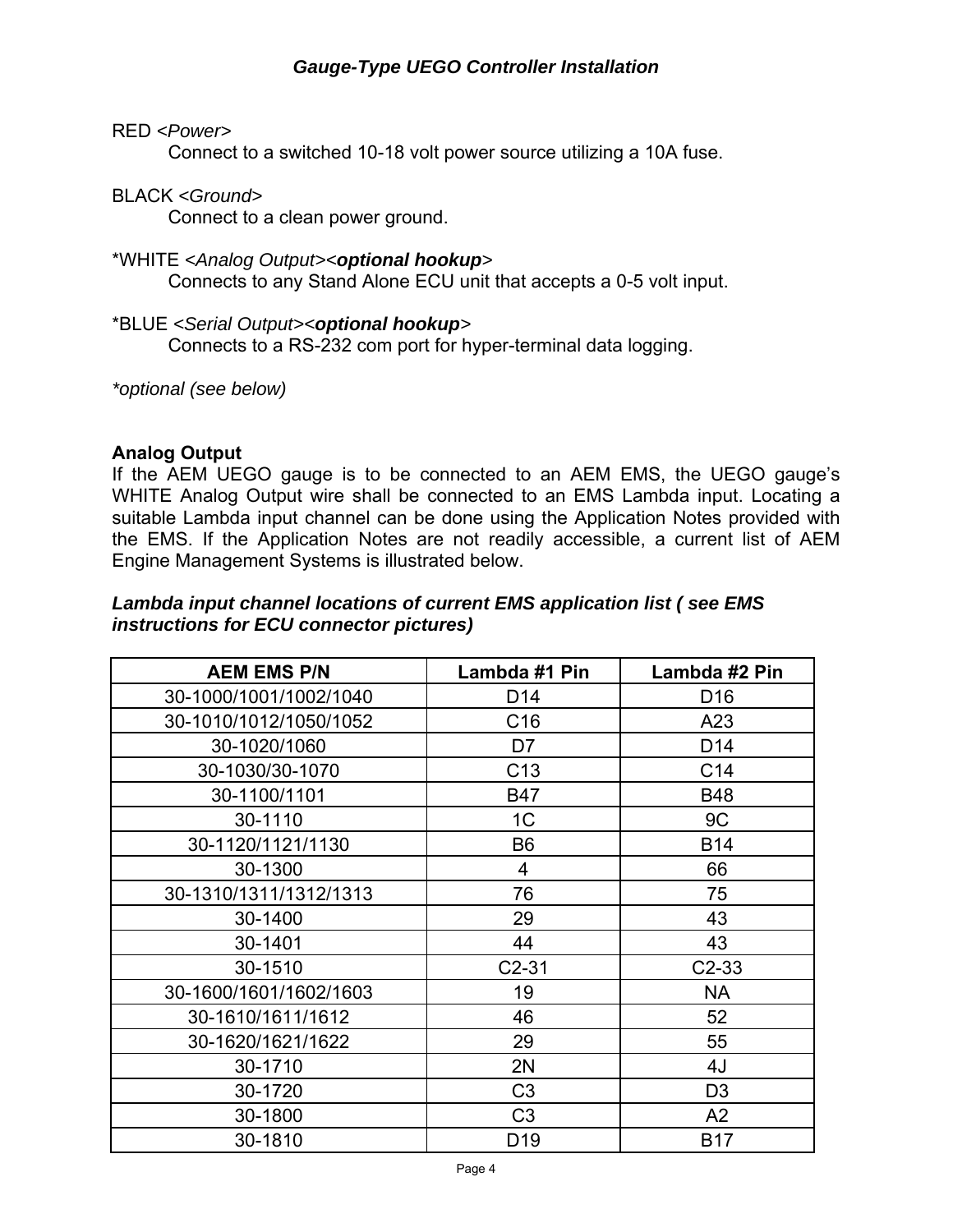RED <*Power*>

Connect to a switched 10-18 volt power source utilizing a 10A fuse.

BLACK <*Ground*>

Connect to a clean power ground.

*WHITE <*Analog Output*><***optional hookup***>

Connects to any Stand Alone ECU unit that accepts a 0-5 volt input.

*BLUE <*Serial Output*><***optional hookup***>

Connects to a RS-232 com port for hyper-terminal data logging.

**optional (see below)*

**Analog Output**

If the AEM UEGO gauge is to be connected to an AEM EMS, the UEGO gauge's WHITE Analog Output wire shall be connected to an EMS Lambda input. Locating a suitable Lambda input channel can be done using the Application Notes provided with the EMS. If the Application Notes are not readily accessible, a current list of AEM Engine Management Systems is illustrated below.

***Lambda input channel locations of current EMS application list ( see EMS instructions for ECU connector pictures)***

| AEM EMS P/N | Lambda #1 Pin | Lambda #2 Pin |
|---|---|---|
| 30-1000/1001/1002/1040 | D14 | D16 |
| 30-1010/1012/1050/1052 | C16 | A23 |
| 30-1020/1060 | D7 | D14 |
| 30-1030/30-1070 | C13 | C14 |
| 30-1100/1101 | B47 | B48 |
| 30-1110 | 1C | 9C |
| 30-1120/1121/1130 | B6 | B14 |
| 30-1300 | 4 | 66 |
| 30-1310/1311/1312/1313 | 76 | 75 |
| 30-1400 | 29 | 43 |
| 30-1401 | 44 | 43 |
| 30-1510 | C2-31 | C2-33 |
| 30-1600/1601/1602/1603 | 19 | NA |
| 30-1610/1611/1612 | 46 | 52 |
| 30-1620/1621/1622 | 29 | 55 |
| 30-1710 | 2N | 4J |
| 30-1720 | C3 | D3 |
| 30-1800 | C3 | A2 |
| 30-1810 | D19 | B17 |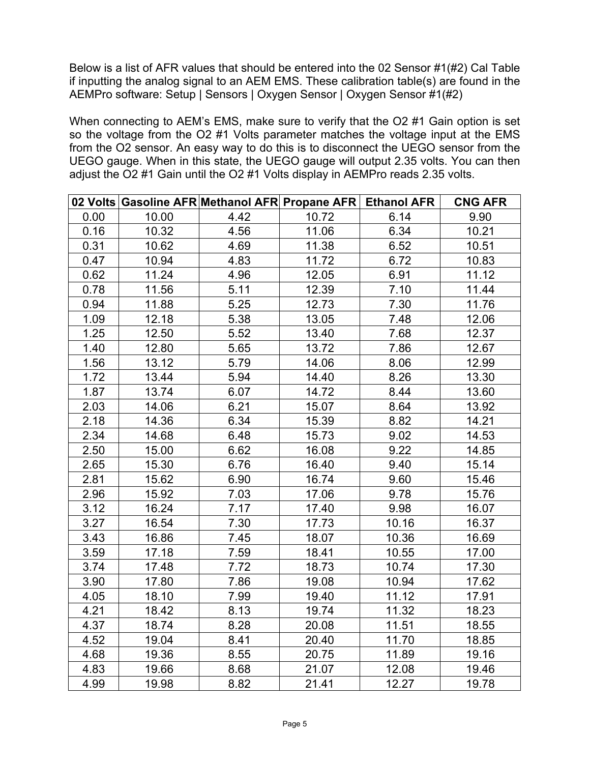Below is a list of AFR values that should be entered into the 02 Sensor #1(#2) Cal Table if inputting the analog signal to an AEM EMS. These calibration table(s) are found in the AEMPro software: Setup | Sensors | Oxygen Sensor | Oxygen Sensor #1(#2)

When connecting to AEM's EMS, make sure to verify that the O2 #1 Gain option is set so the voltage from the O2 #1 Volts parameter matches the voltage input at the EMS from the O2 sensor. An easy way to do this is to disconnect the UEGO sensor from the UEGO gauge. When in this state, the UEGO gauge will output 2.35 volts. You can then adjust the O2 #1 Gain until the O2 #1 Volts display in AEMPro reads 2.35 volts.

| 02 Volts | Gasoline AFR | Methanol AFR | Propane AFR | Ethanol AFR | CNG AFR |
|---|---|---|---|---|---|
| 0.00 | 10.00 | 4.42 | 10.72 | 6.14 | 9.90 |
| 0.16 | 10.32 | 4.56 | 11.06 | 6.34 | 10.21 |
| 0.31 | 10.62 | 4.69 | 11.38 | 6.52 | 10.51 |
| 0.47 | 10.94 | 4.83 | 11.72 | 6.72 | 10.83 |
| 0.62 | 11.24 | 4.96 | 12.05 | 6.91 | 11.12 |
| 0.78 | 11.56 | 5.11 | 12.39 | 7.10 | 11.44 |
| 0.94 | 11.88 | 5.25 | 12.73 | 7.30 | 11.76 |
| 1.09 | 12.18 | 5.38 | 13.05 | 7.48 | 12.06 |
| 1.25 | 12.50 | 5.52 | 13.40 | 7.68 | 12.37 |
| 1.40 | 12.80 | 5.65 | 13.72 | 7.86 | 12.67 |
| 1.56 | 13.12 | 5.79 | 14.06 | 8.06 | 12.99 |
| 1.72 | 13.44 | 5.94 | 14.40 | 8.26 | 13.30 |
| 1.87 | 13.74 | 6.07 | 14.72 | 8.44 | 13.60 |
| 2.03 | 14.06 | 6.21 | 15.07 | 8.64 | 13.92 |
| 2.18 | 14.36 | 6.34 | 15.39 | 8.82 | 14.21 |
| 2.34 | 14.68 | 6.48 | 15.73 | 9.02 | 14.53 |
| 2.50 | 15.00 | 6.62 | 16.08 | 9.22 | 14.85 |
| 2.65 | 15.30 | 6.76 | 16.40 | 9.40 | 15.14 |
| 2.81 | 15.62 | 6.90 | 16.74 | 9.60 | 15.46 |
| 2.96 | 15.92 | 7.03 | 17.06 | 9.78 | 15.76 |
| 3.12 | 16.24 | 7.17 | 17.40 | 9.98 | 16.07 |
| 3.27 | 16.54 | 7.30 | 17.73 | 10.16 | 16.37 |
| 3.43 | 16.86 | 7.45 | 18.07 | 10.36 | 16.69 |
| 3.59 | 17.18 | 7.59 | 18.41 | 10.55 | 17.00 |
| 3.74 | 17.48 | 7.72 | 18.73 | 10.74 | 17.30 |
| 3.90 | 17.80 | 7.86 | 19.08 | 10.94 | 17.62 |
| 4.05 | 18.10 | 7.99 | 19.40 | 11.12 | 17.91 |
| 4.21 | 18.42 | 8.13 | 19.74 | 11.32 | 18.23 |
| 4.37 | 18.74 | 8.28 | 20.08 | 11.51 | 18.55 |
| 4.52 | 19.04 | 8.41 | 20.40 | 11.70 | 18.85 |
| 4.68 | 19.36 | 8.55 | 20.75 | 11.89 | 19.16 |
| 4.83 | 19.66 | 8.68 | 21.07 | 12.08 | 19.46 |
| 4.99 | 19.98 | 8.82 | 21.41 | 12.27 | 19.78 |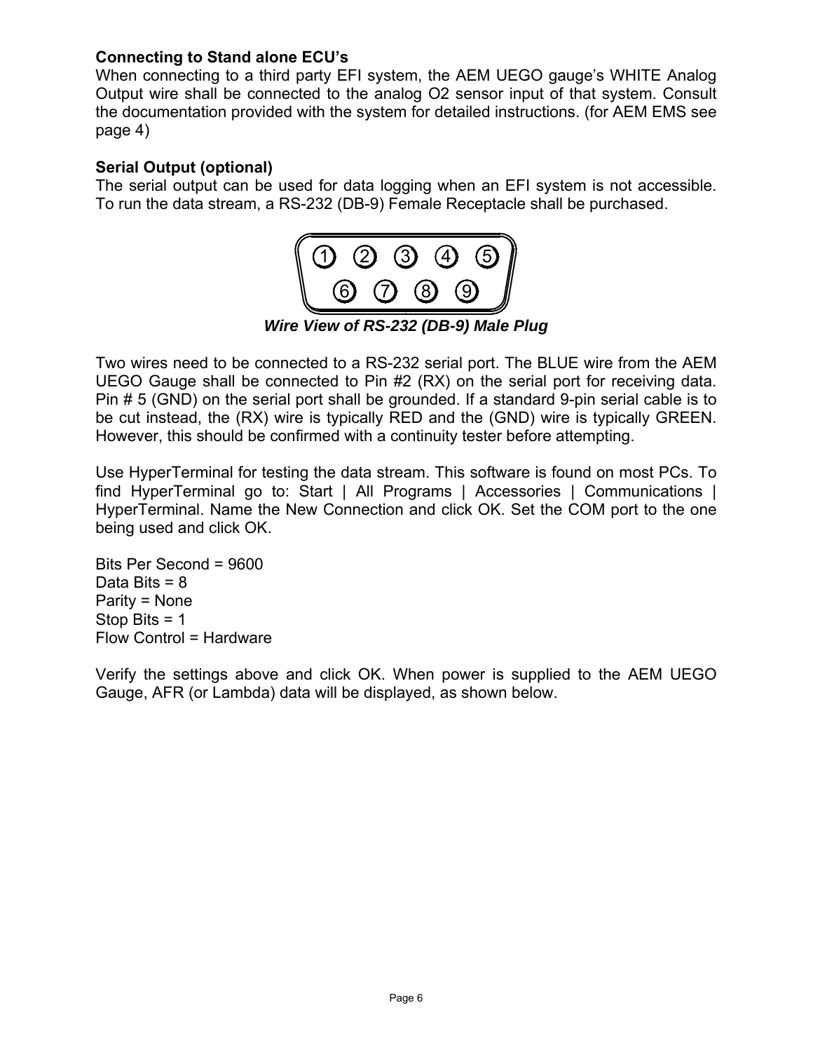**Connecting to Stand alone ECU's**

When connecting to a third party EFI system, the AEM UEGO gauge's WHITE Analog Output wire shall be connected to the analog O2 sensor input of that system. Consult the documentation provided with the system for detailed instructions. (for AEM EMS see page 4)

**Serial Output (optional)**

The serial output can be used for data logging when an EFI system is not accessible. To run the data stream, a RS-232 (DB-9) Female Receptacle shall be purchased.

***Wire View of RS-232 (DB-9) Male Plug***

Two wires need to be connected to a RS-232 serial port. The BLUE wire from the AEM UEGO Gauge shall be connected to Pin #2 (RX) on the serial port for receiving data. Pin # 5 (GND) on the serial port shall be grounded. If a standard 9-pin serial cable is to be cut instead, the (RX) wire is typically RED and the (GND) wire is typically GREEN. However, this should be confirmed with a continuity tester before attempting.

Use HyperTerminal for testing the data stream. This software is found on most PCs. To find HyperTerminal go to: Start | All Programs | Accessories | Communications | HyperTerminal. Name the New Connection and click OK. Set the COM port to the one being used and click OK.

Bits Per Second = 9600
Data Bits = 8
Parity = None
Stop Bits = 1
Flow Control = Hardware

Verify the settings above and click OK. When power is supplied to the AEM UEGO Gauge, AFR (or Lambda) data will be displayed, as shown below.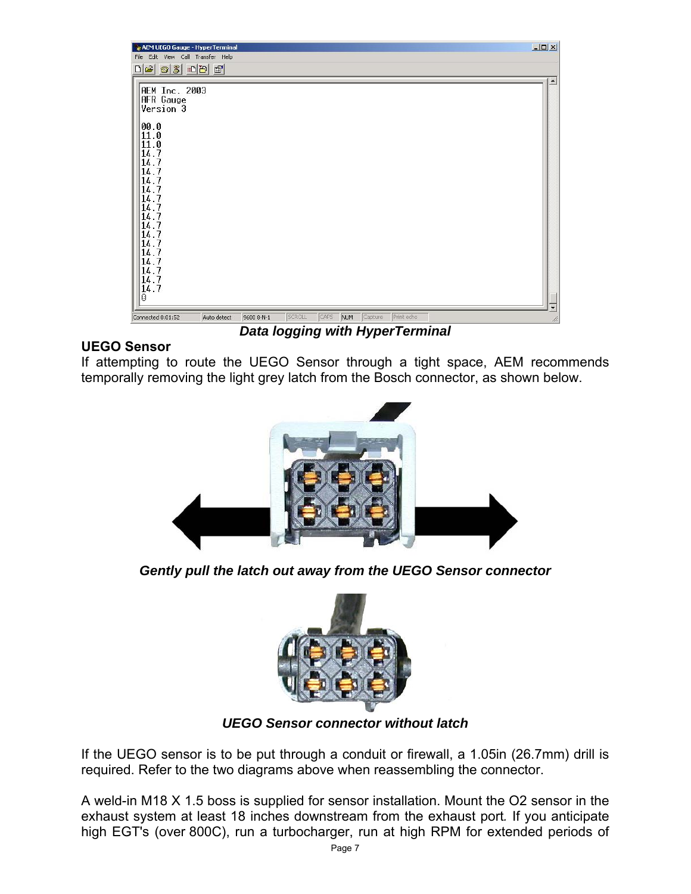*Data logging with HyperTerminal*

**UEGO Sensor**

If attempting to route the UEGO Sensor through a tight space, AEM recommends temporally removing the light grey latch from the Bosch connector, as shown below.

*Gently pull the latch out away from the UEGO Sensor connector*

*UEGO Sensor connector without latch*

If the UEGO sensor is to be put through a conduit or firewall, a 1.05in (26.7mm) drill is required. Refer to the two diagrams above when reassembling the connector.

A weld-in M18 X 1.5 boss is supplied for sensor installation. Mount the O2 sensor in the exhaust system at least 18 inches downstream from the exhaust port. If you anticipate high EGT's (over 800C), run a turbocharger, run at high RPM for extended periods of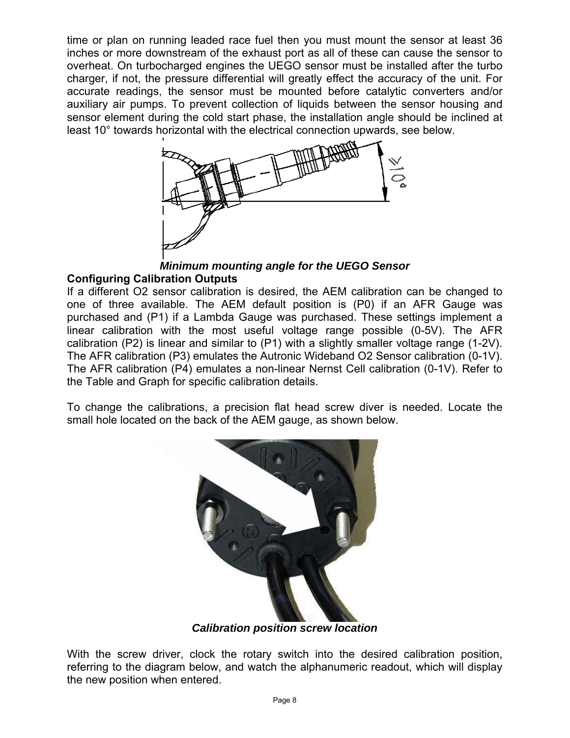time or plan on running leaded race fuel then you must mount the sensor at least 36 inches or more downstream of the exhaust port as all of these can cause the sensor to overheat. On turbocharged engines the UEGO sensor must be installed after the turbo charger, if not, the pressure differential will greatly effect the accuracy of the unit. For accurate readings, the sensor must be mounted before catalytic converters and/or auxiliary air pumps. To prevent collection of liquids between the sensor housing and sensor element during the cold start phase, the installation angle should be inclined at least 10° towards horizontal with the electrical connection upwards, see below.

***Minimum mounting angle for the UEGO Sensor***

**Configuring Calibration Outputs**

If a different O2 sensor calibration is desired, the AEM calibration can be changed to one of three available. The AEM default position is (P0) if an AFR Gauge was purchased and (P1) if a Lambda Gauge was purchased. These settings implement a linear calibration with the most useful voltage range possible (0-5V). The AFR calibration (P2) is linear and similar to (P1) with a slightly smaller voltage range (1-2V). The AFR calibration (P3) emulates the Autronic Wideband O2 Sensor calibration (0-1V). The AFR calibration (P4) emulates a non-linear Nernst Cell calibration (0-1V). Refer to the Table and Graph for specific calibration details.

To change the calibrations, a precision flat head screw diver is needed. Locate the small hole located on the back of the AEM gauge, as shown below.

***Calibration position screw location***

With the screw driver, clock the rotary switch into the desired calibration position, referring to the diagram below, and watch the alphanumeric readout, which will display the new position when entered.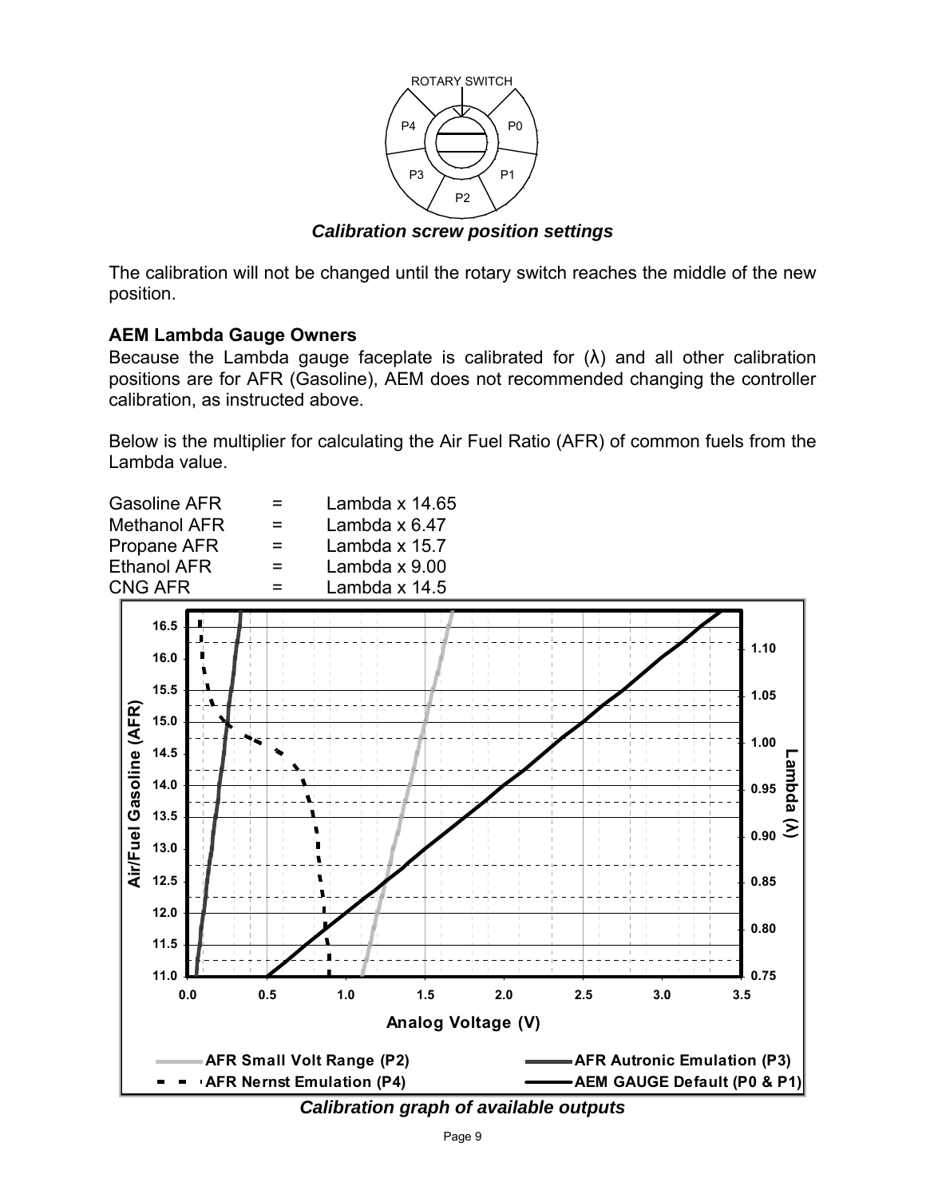*Calibration screw position settings*

The calibration will not be changed until the rotary switch reaches the middle of the new position.

**AEM Lambda Gauge Owners**

Because the Lambda gauge faceplate is calibrated for (λ) and all other calibration positions are for AFR (Gasoline), AEM does not recommended changing the controller calibration, as instructed above.

Below is the multiplier for calculating the Air Fuel Ratio (AFR) of common fuels from the Lambda value.

| | | |
|---|---|---|
| Gasoline AFR | = | Lambda x 14.65 |
| Methanol AFR | = | Lambda x 6.47 |
| Propane AFR | = | Lambda x 15.7 |
| Ethanol AFR | = | Lambda x 9.00 |
| CNG AFR | = | Lambda x 14.5 |

*Calibration graph of available outputs*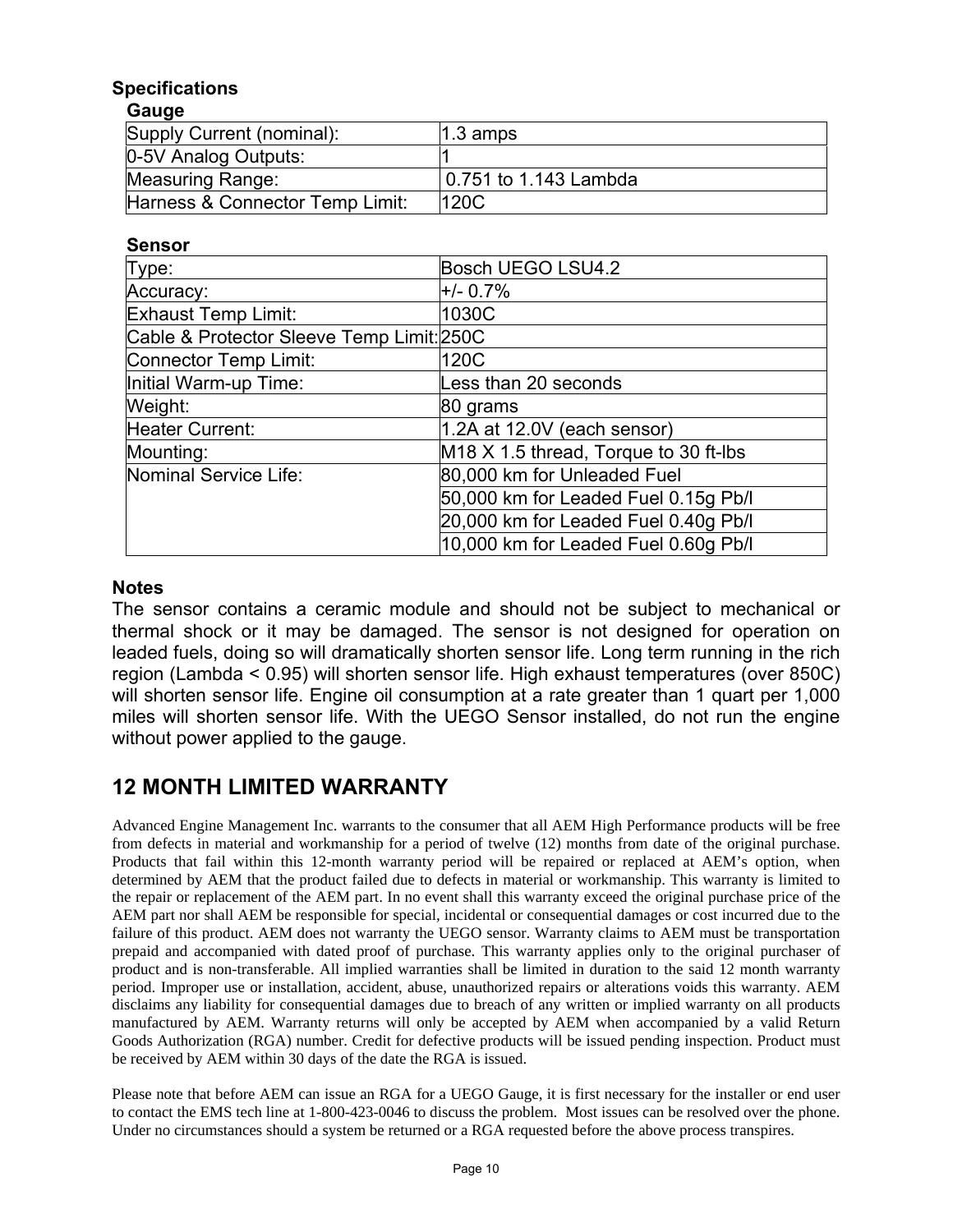## Specifications

### Gauge

| | |
|---|---|
| Supply Current (nominal): | 1.3 amps |
| 0-5V Analog Outputs: | 1 |
| Measuring Range: | 0.751 to 1.143 Lambda |
| Harness & Connector Temp Limit: | 120C |

### Sensor

| | |
|---|---|
| Type: | Bosch UEGO LSU4.2 |
| Accuracy: | +/- 0.7% |
| Exhaust Temp Limit: | 1030C |
| Cable & Protector Sleeve Temp Limit: | 250C |
| Connector Temp Limit: | 120C |
| Initial Warm-up Time: | Less than 20 seconds |
| Weight: | 80 grams |
| Heater Current: | 1.2A at 12.0V (each sensor) |
| Mounting: | M18 X 1.5 thread, Torque to 30 ft-lbs |
| Nominal Service Life: | 80,000 km for Unleaded Fuel |
| | 50,000 km for Leaded Fuel 0.15g Pb/l |
| | 20,000 km for Leaded Fuel 0.40g Pb/l |
| | 10,000 km for Leaded Fuel 0.60g Pb/l |

### Notes

The sensor contains a ceramic module and should not be subject to mechanical or thermal shock or it may be damaged. The sensor is not designed for operation on leaded fuels, doing so will dramatically shorten sensor life. Long term running in the rich region (Lambda < 0.95) will shorten sensor life. High exhaust temperatures (over 850C) will shorten sensor life. Engine oil consumption at a rate greater than 1 quart per 1,000 miles will shorten sensor life. With the UEGO Sensor installed, do not run the engine without power applied to the gauge.

## 12 MONTH LIMITED WARRANTY

Advanced Engine Management Inc. warrants to the consumer that all AEM High Performance products will be free from defects in material and workmanship for a period of twelve (12) months from date of the original purchase. Products that fail within this 12-month warranty period will be repaired or replaced at AEM's option, when determined by AEM that the product failed due to defects in material or workmanship. This warranty is limited to the repair or replacement of the AEM part. In no event shall this warranty exceed the original purchase price of the AEM part nor shall AEM be responsible for special, incidental or consequential damages or cost incurred due to the failure of this product. AEM does not warranty the UEGO sensor. Warranty claims to AEM must be transportation prepaid and accompanied with dated proof of purchase. This warranty applies only to the original purchaser of product and is non-transferable. All implied warranties shall be limited in duration to the said 12 month warranty period. Improper use or installation, accident, abuse, unauthorized repairs or alterations voids this warranty. AEM disclaims any liability for consequential damages due to breach of any written or implied warranty on all products manufactured by AEM. Warranty returns will only be accepted by AEM when accompanied by a valid Return Goods Authorization (RGA) number. Credit for defective products will be issued pending inspection. Product must be received by AEM within 30 days of the date the RGA is issued.

Please note that before AEM can issue an RGA for a UEGO Gauge, it is first necessary for the installer or end user to contact the EMS tech line at 1-800-423-0046 to discuss the problem. Most issues can be resolved over the phone. Under no circumstances should a system be returned or a RGA requested before the above process transpires.